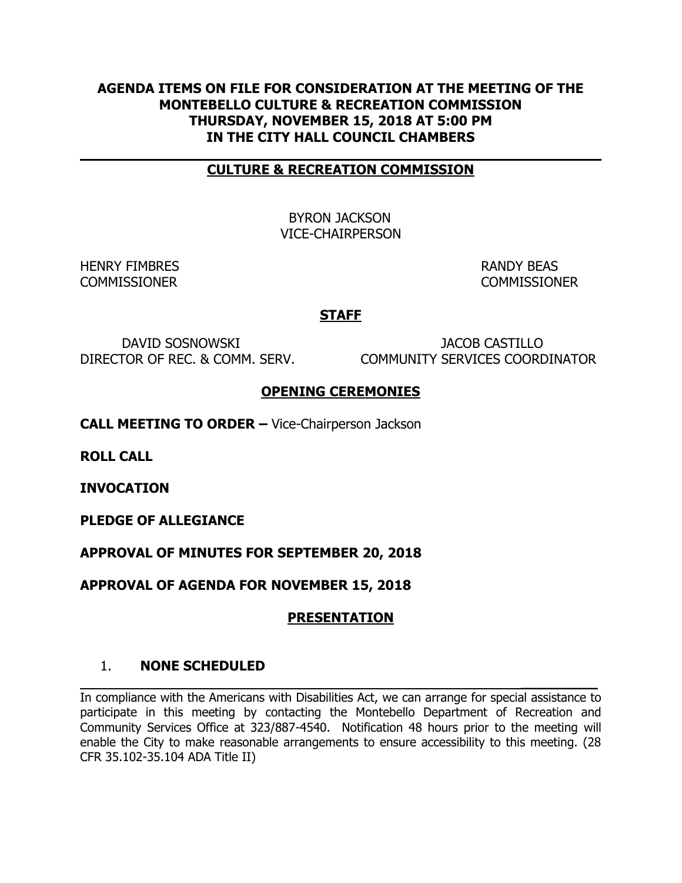**AGENDA ITEMS ON FILE FOR CONSIDERATION AT THE MEETING OF THE MONTEBELLO CULTURE & RECREATION COMMISSION THURSDAY, NOVEMBER 15, 2018 AT 5:00 PM IN THE CITY HALL COUNCIL CHAMBERS**

---

## CULTURE & RECREATION COMMISSION

BYRON JACKSON
VICE-CHAIRPERSON

HENRY FIMBRES
COMMISSIONER

RANDY BEAS
COMMISSIONER

## STAFF

DAVID SOSNOWSKI
DIRECTOR OF REC. & COMM. SERV.

JACOB CASTILLO
COMMUNITY SERVICES COORDINATOR

## OPENING CEREMONIES

**CALL MEETING TO ORDER –** Vice-Chairperson Jackson

**ROLL CALL**

**INVOCATION**

**PLEDGE OF ALLEGIANCE**

**APPROVAL OF MINUTES FOR SEPTEMBER 20, 2018**

**APPROVAL OF AGENDA FOR NOVEMBER 15, 2018**

## PRESENTATION

1. **NONE SCHEDULED**

---

In compliance with the Americans with Disabilities Act, we can arrange for special assistance to participate in this meeting by contacting the Montebello Department of Recreation and Community Services Office at 323/887-4540. Notification 48 hours prior to the meeting will enable the City to make reasonable arrangements to ensure accessibility to this meeting. (28 CFR 35.102-35.104 ADA Title II)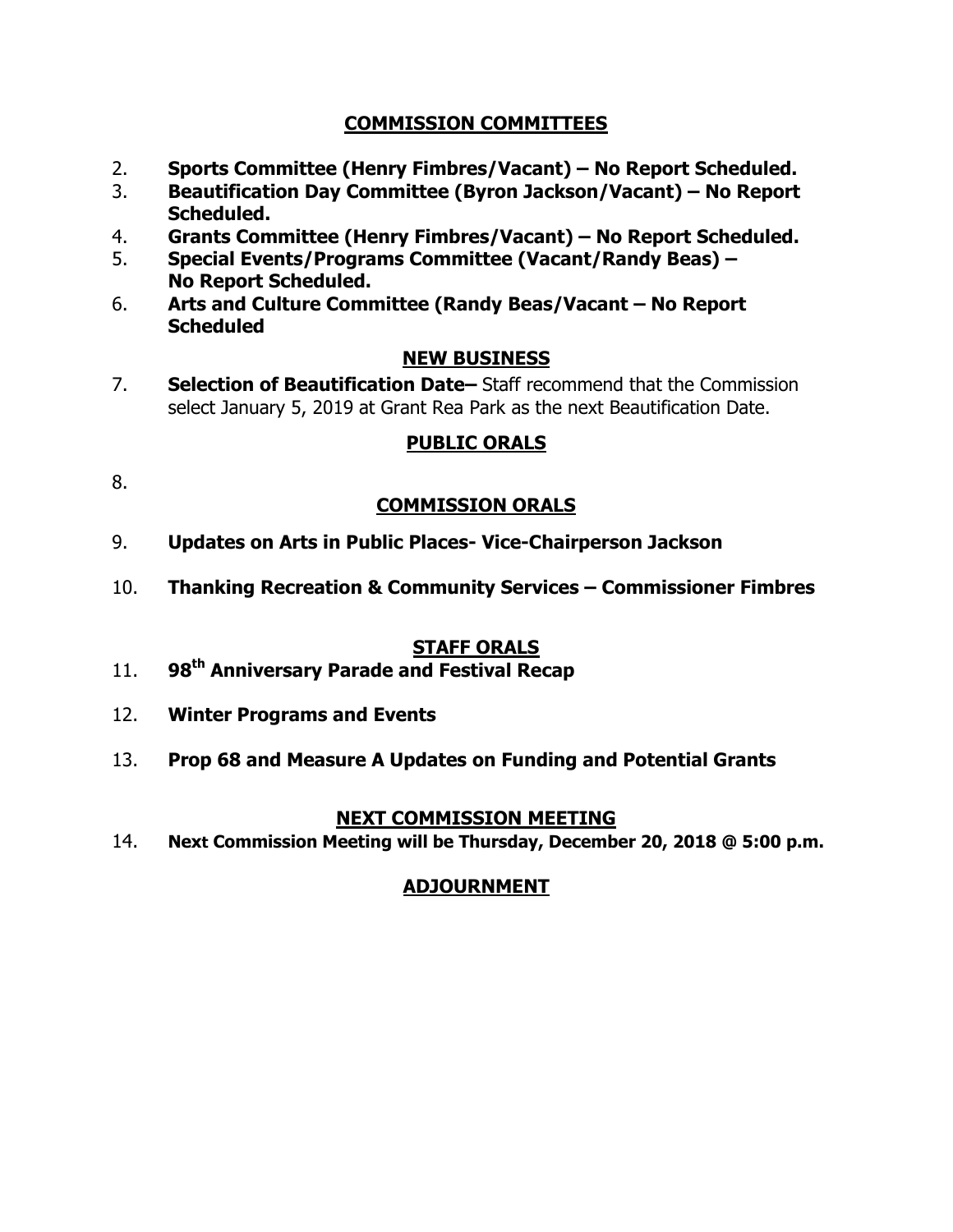## COMMISSION COMMITTEES

2. **Sports Committee (Henry Fimbres/Vacant) – No Report Scheduled.**
3. **Beautification Day Committee (Byron Jackson/Vacant) – No Report Scheduled.**
4. **Grants Committee (Henry Fimbres/Vacant) – No Report Scheduled.**
5. **Special Events/Programs Committee (Vacant/Randy Beas) – No Report Scheduled.**
6. **Arts and Culture Committee (Randy Beas/Vacant – No Report Scheduled**

## NEW BUSINESS

7. **Selection of Beautification Date–** Staff recommend that the Commission select January 5, 2019 at Grant Rea Park as the next Beautification Date.

## PUBLIC ORALS

8.

## COMMISSION ORALS

9. **Updates on Arts in Public Places- Vice-Chairperson Jackson**

10. **Thanking Recreation & Community Services – Commissioner Fimbres**

## STAFF ORALS

11. **98th Anniversary Parade and Festival Recap**

12. **Winter Programs and Events**

13. **Prop 68 and Measure A Updates on Funding and Potential Grants**

## NEXT COMMISSION MEETING

14. **Next Commission Meeting will be Thursday, December 20, 2018 @ 5:00 p.m.**

## ADJOURNMENT